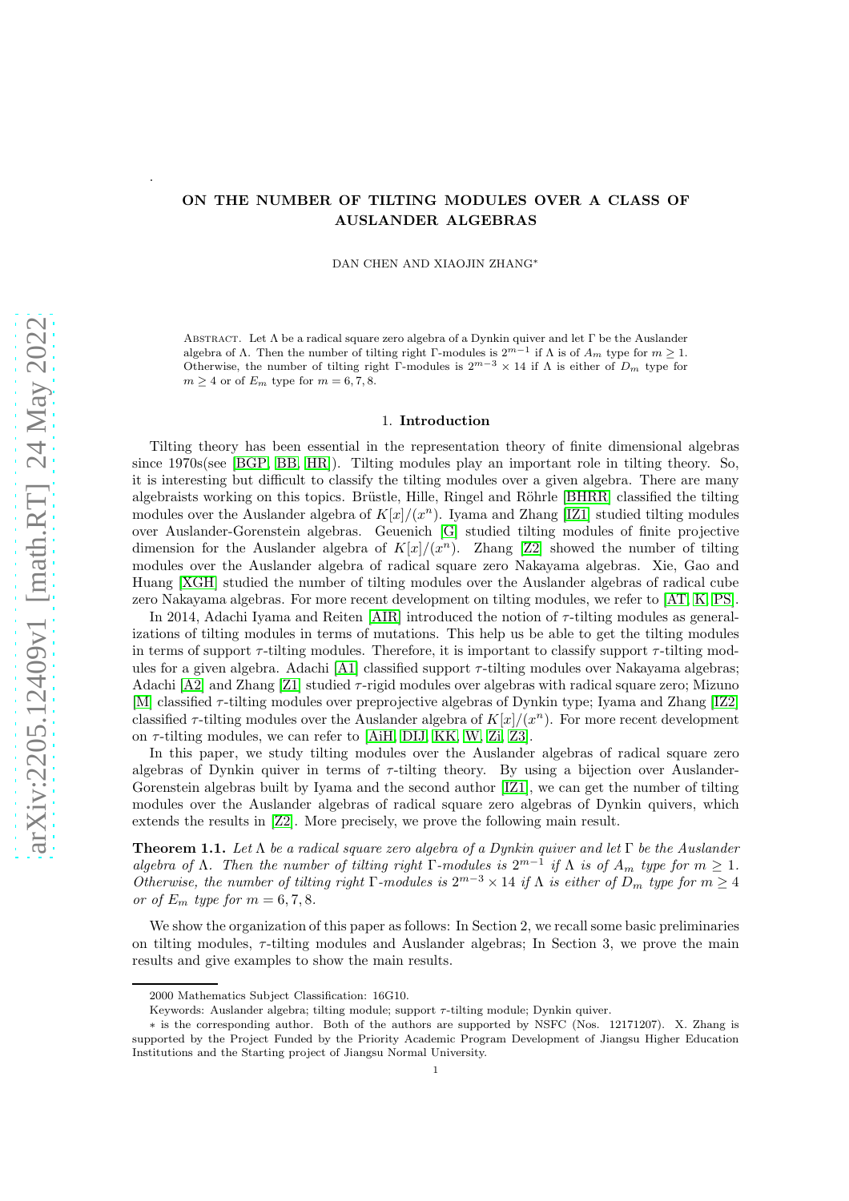# ON THE NUMBER OF TILTING MODULES OVER A CLASS OF AUSLANDER ALGEBRAS

DAN CHEN AND XIAOJIN ZHANG*

Abstract. Let $\Lambda$ be a radical square zero algebra of a Dynkin quiver and let $\Gamma$ be the Auslander algebra of $\Lambda$. Then the number of tilting right $\Gamma$-modules is $2^{m-1}$ if $\Lambda$ is of $A_m$ type for $m \geq 1$. Otherwise, the number of tilting right $\Gamma$-modules is $2^{m-3} \times 14$ if $\Lambda$ is either of $D_m$ type for $m \geq 4$ or of $E_m$ type for $m = 6, 7, 8$.

## 1. Introduction

Tilting theory has been essential in the representation theory of finite dimensional algebras since 1970s(see [BGP, BB, HR]). Tilting modules play an important role in tilting theory. So, it is interesting but difficult to classify the tilting modules over a given algebra. There are many algebraists working on this topics. Brüstle, Hille, Ringel and Röhrle [BHRR] classified the tilting modules over the Auslander algebra of $K[x]/(x^n)$. Iyama and Zhang [IZ1] studied tilting modules over Auslander-Gorenstein algebras. Geuenich [G] studied tilting modules of finite projective dimension for the Auslander algebra of $K[x]/(x^n)$. Zhang [Z2] showed the number of tilting modules over the Auslander algebra of radical square zero Nakayama algebras. Xie, Gao and Huang [XGH] studied the number of tilting modules over the Auslander algebras of radical cube zero Nakayama algebras. For more recent development on tilting modules, we refer to [AT, K, PS].

In 2014, Adachi Iyama and Reiten [AIR] introduced the notion of $\tau$-tilting modules as generalizations of tilting modules in terms of mutations. This help us be able to get the tilting modules in terms of support $\tau$-tilting modules. Therefore, it is important to classify support $\tau$-tilting modules for a given algebra. Adachi [A1] classified support $\tau$-tilting modules over Nakayama algebras; Adachi [A2] and Zhang [Z1] studied $\tau$-rigid modules over algebras with radical square zero; Mizuno [M] classified $\tau$-tilting modules over preprojective algebras of Dynkin type; Iyama and Zhang [IZ2] classified $\tau$-tilting modules over the Auslander algebra of $K[x]/(x^n)$. For more recent development on $\tau$-tilting modules, we can refer to [AiH, DIJ, KK, W, Zi, Z3].

In this paper, we study tilting modules over the Auslander algebras of radical square zero algebras of Dynkin quiver in terms of $\tau$-tilting theory. By using a bijection over Auslander-Gorenstein algebras built by Iyama and the second author [IZ1], we can get the number of tilting modules over the Auslander algebras of radical square zero algebras of Dynkin quivers, which extends the results in [Z2]. More precisely, we prove the following main result.

**Theorem 1.1.** *Let $\Lambda$ be a radical square zero algebra of a Dynkin quiver and let $\Gamma$ be the Auslander algebra of $\Lambda$. Then the number of tilting right $\Gamma$-modules is $2^{m-1}$ if $\Lambda$ is of $A_m$ type for $m \geq 1$. Otherwise, the number of tilting right $\Gamma$-modules is $2^{m-3} \times 14$ if $\Lambda$ is either of $D_m$ type for $m \geq 4$ or of $E_m$ type for $m = 6, 7, 8$.*

We show the organization of this paper as follows: In Section 2, we recall some basic preliminaries on tilting modules, $\tau$-tilting modules and Auslander algebras; In Section 3, we prove the main results and give examples to show the main results.

2000 Mathematics Subject Classification: 16G10.

Keywords: Auslander algebra; tilting module; support $\tau$-tilting module; Dynkin quiver.

$*$ is the corresponding author. Both of the authors are supported by NSFC (Nos. 12171207). X. Zhang is supported by the Project Funded by the Priority Academic Program Development of Jiangsu Higher Education Institutions and the Starting project of Jiangsu Normal University.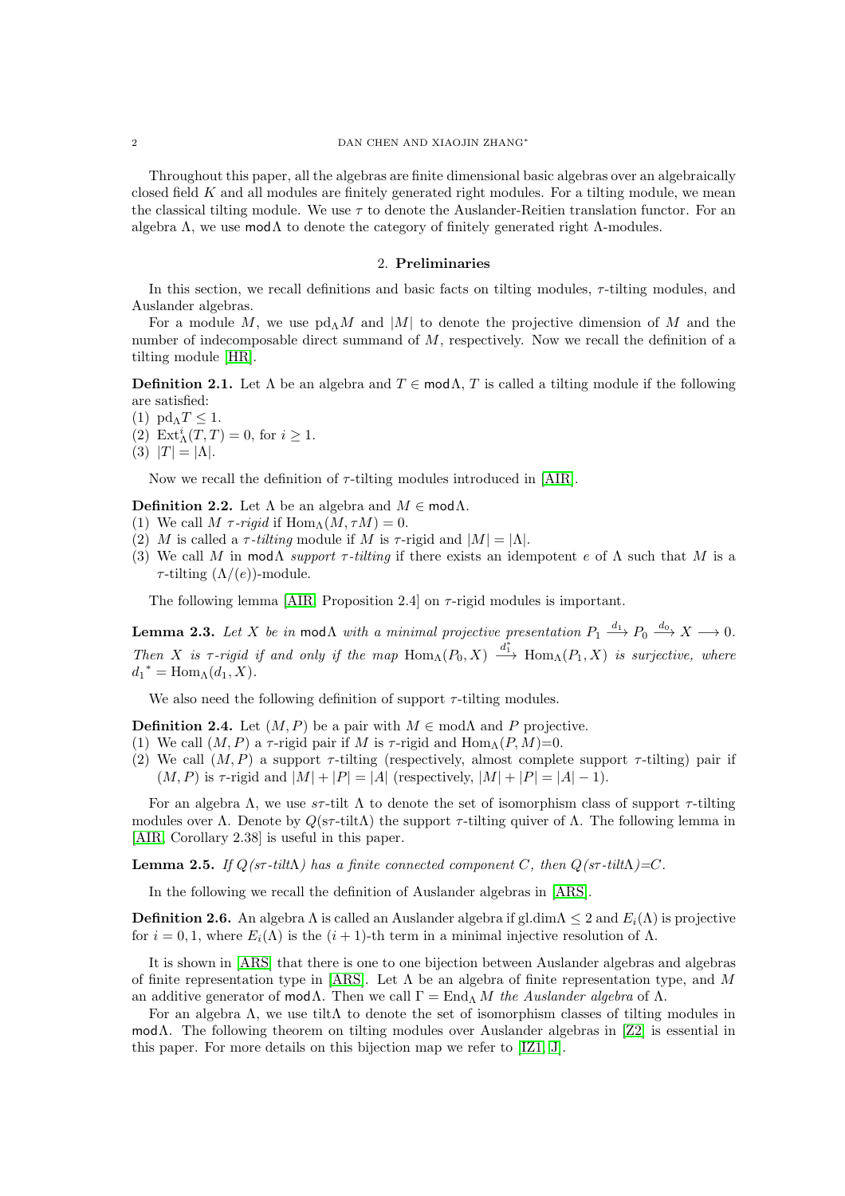Throughout this paper, all the algebras are finite dimensional basic algebras over an algebraically closed field $K$ and all modules are finitely generated right modules. For a tilting module, we mean the classical tilting module. We use $\tau$ to denote the Auslander-Reitien translation functor. For an algebra $\Lambda$, we use $\mathsf{mod}\Lambda$ to denote the category of finitely generated right $\Lambda$-modules.

## 2. **Preliminaries**

In this section, we recall definitions and basic facts on tilting modules, $\tau$-tilting modules, and Auslander algebras.

For a module $M$, we use $\mathrm{pd}_\Lambda M$ and $|M|$ to denote the projective dimension of $M$ and the number of indecomposable direct summand of $M$, respectively. Now we recall the definition of a tilting module [HR].

**Definition 2.1.** Let $\Lambda$ be an algebra and $T \in \mathsf{mod}\Lambda$, $T$ is called a tilting module if the following are satisfied:
(1) $\mathrm{pd}_\Lambda T \leq 1$.
(2) $\mathrm{Ext}^i_\Lambda(T, T) = 0$, for $i \geq 1$.
(3) $|T| = |\Lambda|$.

Now we recall the definition of $\tau$-tilting modules introduced in [AIR].

**Definition 2.2.** Let $\Lambda$ be an algebra and $M \in \mathsf{mod}\Lambda$.
(1) We call $M$ *$\tau$-rigid* if $\mathrm{Hom}_\Lambda(M, \tau M) = 0$.
(2) $M$ is called a *$\tau$-tilting* module if $M$ is $\tau$-rigid and $|M| = |\Lambda|$.
(3) We call $M$ in $\mathsf{mod}\Lambda$ *support $\tau$-tilting* if there exists an idempotent $e$ of $\Lambda$ such that $M$ is a $\tau$-tilting $(\Lambda/(e))$-module.

The following lemma [AIR, Proposition 2.4] on $\tau$-rigid modules is important.

**Lemma 2.3.** *Let $X$ be in $\mathsf{mod}\Lambda$ with a minimal projective presentation $P_1 \xrightarrow{d_1} P_0 \xrightarrow{d_0} X \longrightarrow 0$. Then $X$ is $\tau$-rigid if and only if the map $\mathrm{Hom}_\Lambda(P_0, X) \xrightarrow{d_1^*} \mathrm{Hom}_\Lambda(P_1, X)$ is surjective, where ${d_1}^* = \mathrm{Hom}_\Lambda(d_1, X)$.*

We also need the following definition of support $\tau$-tilting modules.

**Definition 2.4.** Let $(M, P)$ be a pair with $M \in \mathsf{mod}\Lambda$ and $P$ projective.
(1) We call $(M, P)$ a $\tau$-rigid pair if $M$ is $\tau$-rigid and $\mathrm{Hom}_\Lambda(P, M)$=0.
(2) We call $(M, P)$ a support $\tau$-tilting (respectively, almost complete support $\tau$-tilting) pair if $(M, P)$ is $\tau$-rigid and $|M| + |P| = |A|$ (respectively, $|M| + |P| = |A| - 1$).

For an algebra $\Lambda$, we use $s\tau$-tilt $\Lambda$ to denote the set of isomorphism class of support $\tau$-tilting modules over $\Lambda$. Denote by $Q(s\tau\text{-tilt}\Lambda)$ the support $\tau$-tilting quiver of $\Lambda$. The following lemma in [AIR, Corollary 2.38] is useful in this paper.

**Lemma 2.5.** *If $Q(s\tau\text{-tilt}\Lambda)$ has a finite connected component $C$, then $Q(s\tau\text{-tilt}\Lambda)$=$C$.*

In the following we recall the definition of Auslander algebras in [ARS].

**Definition 2.6.** An algebra $\Lambda$ is called an Auslander algebra if $\mathrm{gl.dim}\Lambda \leq 2$ and $E_i(\Lambda)$ is projective for $i = 0, 1$, where $E_i(\Lambda)$ is the $(i+1)$-th term in a minimal injective resolution of $\Lambda$.

It is shown in [ARS] that there is one to one bijection between Auslander algebras and algebras of finite representation type in [ARS]. Let $\Lambda$ be an algebra of finite representation type, and $M$ an additive generator of $\mathsf{mod}\Lambda$. Then we call $\Gamma = \mathrm{End}_\Lambda M$ *the Auslander algebra* of $\Lambda$.

For an algebra $\Lambda$, we use tilt$\Lambda$ to denote the set of isomorphism classes of tilting modules in $\mathsf{mod}\Lambda$. The following theorem on tilting modules over Auslander algebras in [Z2] is essential in this paper. For more details on this bijection map we refer to [IZ1, J].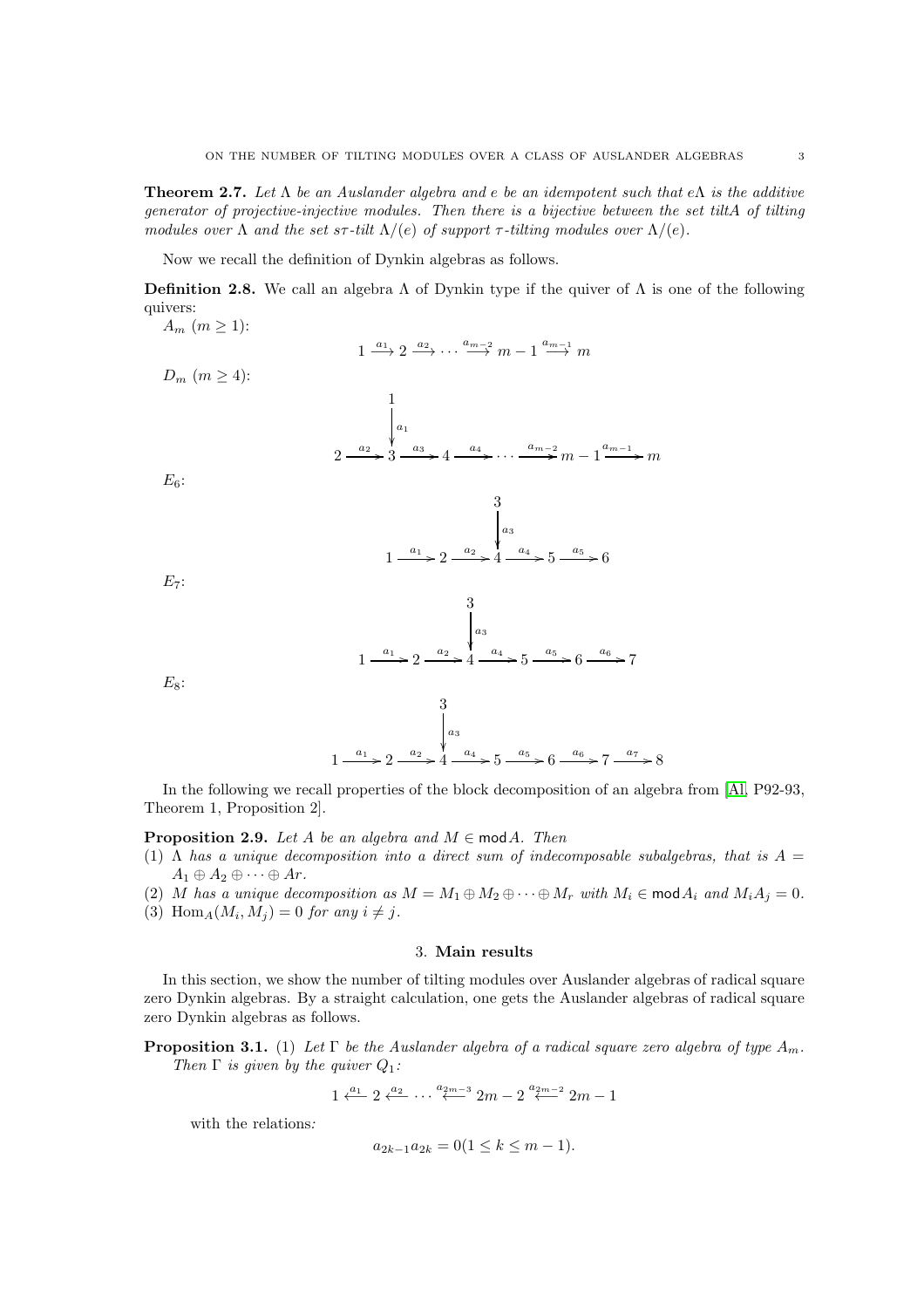**Theorem 2.7.** *Let $\Lambda$ be an Auslander algebra and $e$ be an idempotent such that $e\Lambda$ is the additive generator of projective-injective modules. Then there is a bijective between the set tilt$A$ of tilting modules over $\Lambda$ and the set $s\tau$-tilt $\Lambda/(e)$ of support $\tau$-tilting modules over $\Lambda/(e)$.*

Now we recall the definition of Dynkin algebras as follows.

**Definition 2.8.** We call an algebra $\Lambda$ of Dynkin type if the quiver of $\Lambda$ is one of the following quivers:

$A_m$ $(m \geq 1)$:

$$1 \xrightarrow{a_1} 2 \xrightarrow{a_2} \cdots \xrightarrow{a_{m-2}} m-1 \xrightarrow{a_{m-1}} m$$

$D_m$ $(m \geq 4)$:

$$\begin{array}{ccccccccc} & & 1 & & & & & & \\ & & \downarrow{\scriptstyle a_1} & & & & & & \\ 2 & \xrightarrow{a_2} & 3 & \xrightarrow{a_3} & 4 & \xrightarrow{a_4} \cdots \xrightarrow{a_{m-2}} & m-1 & \xrightarrow{a_{m-1}} & m \end{array}$$

$E_6$:

$$\begin{array}{ccccccccccc} & & & & 3 & & & & \\ & & & & \downarrow{\scriptstyle a_3} & & & & \\ 1 & \xrightarrow{a_1} & 2 & \xrightarrow{a_2} & 4 & \xrightarrow{a_4} & 5 & \xrightarrow{a_5} & 6 \end{array}$$

$E_7$:

$$\begin{array}{ccccccccccc} & & & & 3 & & & & & & \\ & & & & \downarrow{\scriptstyle a_3} & & & & & & \\ 1 & \xrightarrow{a_1} & 2 & \xrightarrow{a_2} & 4 & \xrightarrow{a_4} & 5 & \xrightarrow{a_5} & 6 & \xrightarrow{a_6} & 7 \end{array}$$

$E_8$:

$$\begin{array}{ccccccccccccc} & & & & 3 & & & & & & & & \\ & & & & \downarrow{\scriptstyle a_3} & & & & & & & & \\ 1 & \xrightarrow{a_1} & 2 & \xrightarrow{a_2} & 4 & \xrightarrow{a_4} & 5 & \xrightarrow{a_5} & 6 & \xrightarrow{a_6} & 7 & \xrightarrow{a_7} & 8 \end{array}$$

In the following we recall properties of the block decomposition of an algebra from [Al, P92-93, Theorem 1, Proposition 2].

**Proposition 2.9.** *Let $A$ be an algebra and $M \in \mathsf{mod}A$. Then*

(1) *$\Lambda$ has a unique decomposition into a direct sum of indecomposable subalgebras, that is $A = A_1 \oplus A_2 \oplus \cdots \oplus Ar$.*

(2) *$M$ has a unique decomposition as $M = M_1 \oplus M_2 \oplus \cdots \oplus M_r$ with $M_i \in \mathsf{mod}A_i$ and $M_iA_j = 0$.*

(3) *$\mathrm{Hom}_A(M_i, M_j) = 0$ for any $i \neq j$.*

## 3. Main results

In this section, we show the number of tilting modules over Auslander algebras of radical square zero Dynkin algebras. By a straight calculation, one gets the Auslander algebras of radical square zero Dynkin algebras as follows.

**Proposition 3.1.** (1) *Let $\Gamma$ be the Auslander algebra of a radical square zero algebra of type $A_m$. Then $\Gamma$ is given by the quiver $Q_1$:*

$$1 \xleftarrow{a_1} 2 \xleftarrow{a_2} \cdots \xleftarrow{a_{2m-3}} 2m-2 \xleftarrow{a_{2m-2}} 2m-1$$

with the relations*:*

$$a_{2k-1}a_{2k} = 0 (1 \leq k \leq m-1).$$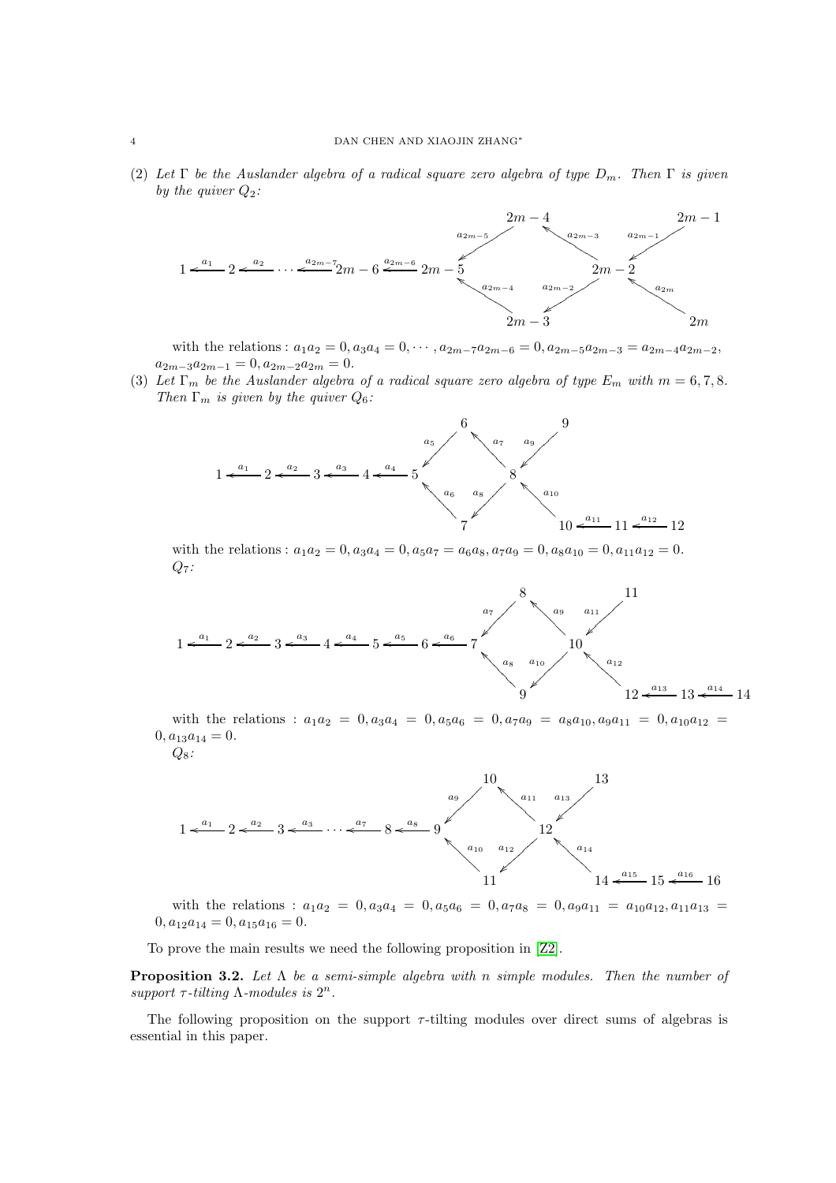(2) *Let $\Gamma$ be the Auslander algebra of a radical square zero algebra of type $D_m$. Then $\Gamma$ is given by the quiver $Q_2$:*

$$1 \xleftarrow{a_1} 2 \xleftarrow{a_2} \cdots \xleftarrow{a_{2m-7}} 2m-6 \xleftarrow{a_{2m-6}} 2m-5$$

with arrows $a_{2m-5}: 2m-4 \to 2m-5$, $a_{2m-4}: 2m-3 \to 2m-5$, $a_{2m-3}: 2m-2 \to 2m-4$, $a_{2m-2}: 2m-2 \to 2m-3$, $a_{2m-1}: 2m-1 \to 2m-2$, $a_{2m}: 2m \to 2m-2$,

with the relations : $a_1a_2 = 0, a_3a_4 = 0, \cdots, a_{2m-7}a_{2m-6} = 0, a_{2m-5}a_{2m-3} = a_{2m-4}a_{2m-2}$, $a_{2m-3}a_{2m-1} = 0, a_{2m-2}a_{2m} = 0$.

(3) *Let $\Gamma_m$ be the Auslander algebra of a radical square zero algebra of type $E_m$ with $m = 6, 7, 8$. Then $\Gamma_m$ is given by the quiver $Q_6$:*

$$1 \xleftarrow{a_1} 2 \xleftarrow{a_2} 3 \xleftarrow{a_3} 4 \xleftarrow{a_4} 5$$

with arrows $a_5: 6 \to 5$, $a_6: 7 \to 5$, $a_7: 8 \to 6$, $a_8: 8 \to 7$, $a_9: 9 \to 8$, $a_{10}: 10 \to 8$, and $10 \xleftarrow{a_{11}} 11 \xleftarrow{a_{12}} 12$,

with the relations : $a_1a_2 = 0, a_3a_4 = 0, a_5a_7 = a_6a_8, a_7a_9 = 0, a_8a_{10} = 0, a_{11}a_{12} = 0$.

$Q_7$:

$$1 \xleftarrow{a_1} 2 \xleftarrow{a_2} 3 \xleftarrow{a_3} 4 \xleftarrow{a_4} 5 \xleftarrow{a_5} 6 \xleftarrow{a_6} 7$$

with arrows $a_7: 8 \to 7$, $a_8: 9 \to 7$, $a_9: 10 \to 8$, $a_{10}: 10 \to 9$, $a_{11}: 11 \to 10$, $a_{12}: 12 \to 10$, and $12 \xleftarrow{a_{13}} 13 \xleftarrow{a_{14}} 14$,

with the relations : $a_1a_2 = 0, a_3a_4 = 0, a_5a_6 = 0, a_7a_9 = a_8a_{10}, a_9a_{11} = 0, a_{10}a_{12} = 0, a_{13}a_{14} = 0$.

$Q_8$:

$$1 \xleftarrow{a_1} 2 \xleftarrow{a_2} 3 \xleftarrow{a_3} \cdots \xleftarrow{a_7} 8 \xleftarrow{a_8} 9$$

with arrows $a_9: 10 \to 9$, $a_{10}: 11 \to 9$, $a_{11}: 12 \to 10$, $a_{12}: 12 \to 11$, $a_{13}: 13 \to 12$, $a_{14}: 14 \to 12$, and $14 \xleftarrow{a_{15}} 15 \xleftarrow{a_{16}} 16$,

with the relations : $a_1a_2 = 0, a_3a_4 = 0, a_5a_6 = 0, a_7a_8 = 0, a_9a_{11} = a_{10}a_{12}, a_{11}a_{13} = 0, a_{12}a_{14} = 0, a_{15}a_{16} = 0$.

To prove the main results we need the following proposition in [Z2].

**Proposition 3.2.** *Let $\Lambda$ be a semi-simple algebra with $n$ simple modules. Then the number of support $\tau$-tilting $\Lambda$-modules is $2^n$.*

The following proposition on the support $\tau$-tilting modules over direct sums of algebras is essential in this paper.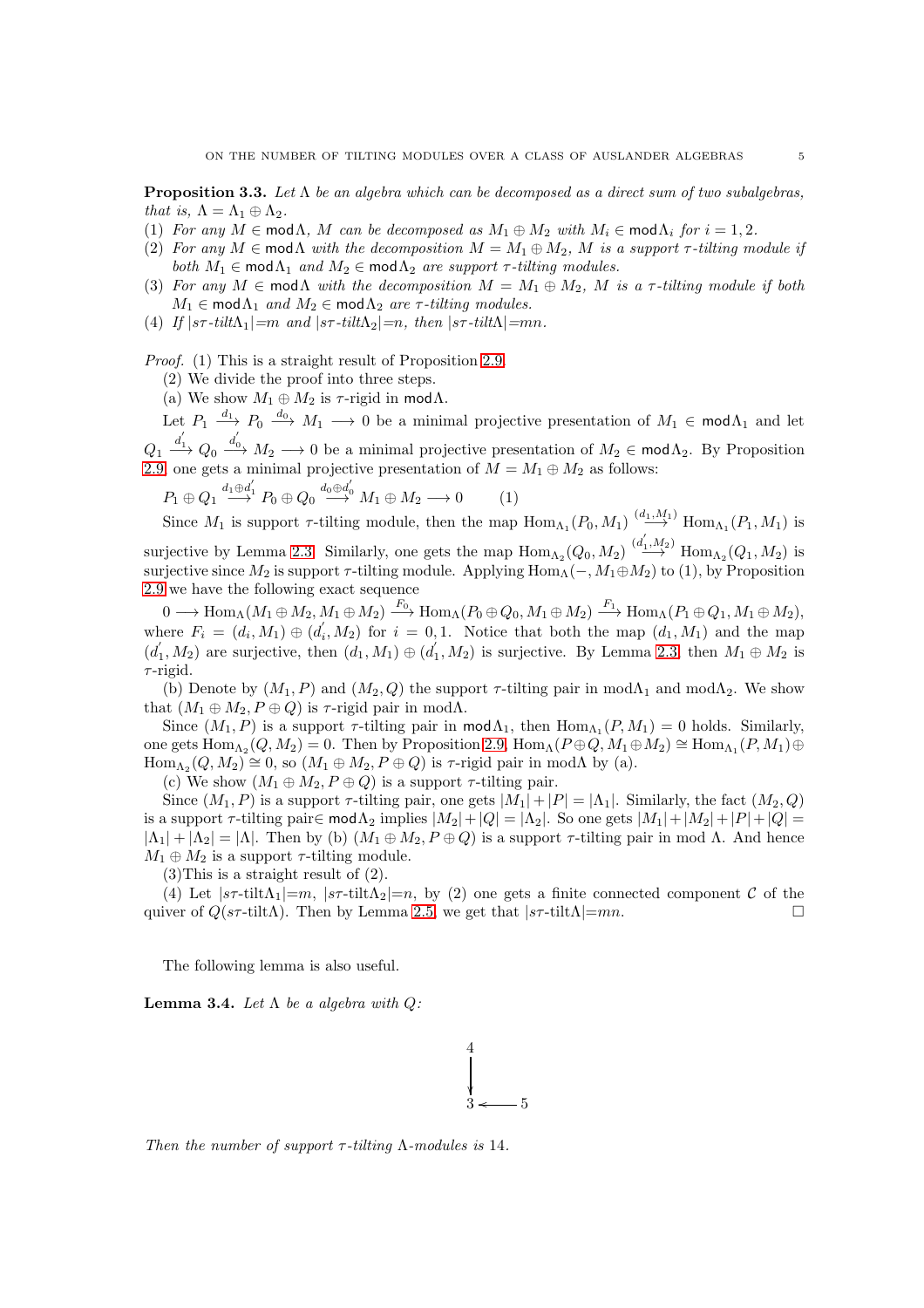**Proposition 3.3.** *Let $\Lambda$ be an algebra which can be decomposed as a direct sum of two subalgebras, that is, $\Lambda = \Lambda_1 \oplus \Lambda_2$.*

(1) *For any $M \in \mathsf{mod}\Lambda$, $M$ can be decomposed as $M_1 \oplus M_2$ with $M_i \in \mathsf{mod}\Lambda_i$ for $i = 1, 2$.*
(2) *For any $M \in \mathsf{mod}\Lambda$ with the decomposition $M = M_1 \oplus M_2$, $M$ is a support $\tau$-tilting module if both $M_1 \in \mathsf{mod}\Lambda_1$ and $M_2 \in \mathsf{mod}\Lambda_2$ are support $\tau$-tilting modules.*
(3) *For any $M \in \mathsf{mod}\Lambda$ with the decomposition $M = M_1 \oplus M_2$, $M$ is a $\tau$-tilting module if both $M_1 \in \mathsf{mod}\Lambda_1$ and $M_2 \in \mathsf{mod}\Lambda_2$ are $\tau$-tilting modules.*
(4) *If $|s\tau\text{-}tilt\Lambda_1|{=}m$ and $|s\tau\text{-}tilt\Lambda_2|{=}n$, then $|s\tau\text{-}tilt\Lambda|{=}mn$.*

*Proof.* (1) This is a straight result of Proposition 2.9.

(2) We divide the proof into three steps.

(a) We show $M_1 \oplus M_2$ is $\tau$-rigid in $\mathsf{mod}\Lambda$.

Let $P_1 \xrightarrow{d_1} P_0 \xrightarrow{d_0} M_1 \longrightarrow 0$ be a minimal projective presentation of $M_1 \in \mathsf{mod}\Lambda_1$ and let $Q_1 \xrightarrow{d_1'} Q_0 \xrightarrow{d_0'} M_2 \longrightarrow 0$ be a minimal projective presentation of $M_2 \in \mathsf{mod}\Lambda_2$. By Proposition 2.9, one gets a minimal projective presentation of $M = M_1 \oplus M_2$ as follows:

$$P_1 \oplus Q_1 \xrightarrow{d_1 \oplus d_1'} P_0 \oplus Q_0 \xrightarrow{d_0 \oplus d_0'} M_1 \oplus M_2 \longrightarrow 0 \qquad (1)$$

Since $M_1$ is support $\tau$-tilting module, then the map $\mathrm{Hom}_{\Lambda_1}(P_0, M_1) \xrightarrow{(d_1,M_1)} \mathrm{Hom}_{\Lambda_1}(P_1, M_1)$ is surjective by Lemma 2.3. Similarly, one gets the map $\mathrm{Hom}_{\Lambda_2}(Q_0, M_2) \xrightarrow{(d_1',M_2)} \mathrm{Hom}_{\Lambda_2}(Q_1, M_2)$ is surjective since $M_2$ is support $\tau$-tilting module. Applying $\mathrm{Hom}_\Lambda(-, M_1 \oplus M_2)$ to (1), by Proposition 2.9 we have the following exact sequence

$0 \longrightarrow \mathrm{Hom}_\Lambda(M_1 \oplus M_2, M_1 \oplus M_2) \xrightarrow{F_0} \mathrm{Hom}_\Lambda(P_0 \oplus Q_0, M_1 \oplus M_2) \xrightarrow{F_1} \mathrm{Hom}_\Lambda(P_1 \oplus Q_1, M_1 \oplus M_2)$, where $F_i = (d_i, M_1) \oplus (d_i', M_2)$ for $i = 0, 1$. Notice that both the map $(d_1, M_1)$ and the map $(d_1', M_2)$ are surjective, then $(d_1, M_1) \oplus (d_1', M_2)$ is surjective. By Lemma 2.3, then $M_1 \oplus M_2$ is $\tau$-rigid.

(b) Denote by $(M_1, P)$ and $(M_2, Q)$ the support $\tau$-tilting pair in $\mathrm{mod}\Lambda_1$ and $\mathrm{mod}\Lambda_2$. We show that $(M_1 \oplus M_2, P \oplus Q)$ is $\tau$-rigid pair in $\mathrm{mod}\Lambda$.

Since $(M_1, P)$ is a support $\tau$-tilting pair in $\mathsf{mod}\Lambda_1$, then $\mathrm{Hom}_{\Lambda_1}(P, M_1) = 0$ holds. Similarly, one gets $\mathrm{Hom}_{\Lambda_2}(Q, M_2) = 0$. Then by Proposition 2.9, $\mathrm{Hom}_\Lambda(P \oplus Q, M_1 \oplus M_2) \cong \mathrm{Hom}_{\Lambda_1}(P, M_1) \oplus \mathrm{Hom}_{\Lambda_2}(Q, M_2) \cong 0$, so $(M_1 \oplus M_2, P \oplus Q)$ is $\tau$-rigid pair in $\mathrm{mod}\Lambda$ by (a).

(c) We show $(M_1 \oplus M_2, P \oplus Q)$ is a support $\tau$-tilting pair.

Since $(M_1, P)$ is a support $\tau$-tilting pair, one gets $|M_1| + |P| = |\Lambda_1|$. Similarly, the fact $(M_2, Q)$ is a support $\tau$-tilting pair$\in \mathsf{mod}\Lambda_2$ implies $|M_2| + |Q| = |\Lambda_2|$. So one gets $|M_1| + |M_2| + |P| + |Q| = |\Lambda_1| + |\Lambda_2| = |\Lambda|$. Then by (b) $(M_1 \oplus M_2, P \oplus Q)$ is a support $\tau$-tilting pair in mod $\Lambda$. And hence $M_1 \oplus M_2$ is a support $\tau$-tilting module.

(3)This is a straight result of (2).

(4) Let $|s\tau\text{-tilt}\Lambda_1|{=}m$, $|s\tau\text{-tilt}\Lambda_2|{=}n$, by (2) one gets a finite connected component $\mathcal{C}$ of the quiver of $Q(s\tau\text{-tilt}\Lambda)$. Then by Lemma 2.5, we get that $|s\tau\text{-tilt}\Lambda|{=}mn$. $\square$

The following lemma is also useful.

**Lemma 3.4.** *Let $\Lambda$ be a algebra with $Q$:*

$$\begin{array}{ccc} 4 & & \\ \downarrow & & \\ 3 & \longleftarrow & 5 \end{array}$$

*Then the number of support $\tau$-tilting $\Lambda$-modules is 14.*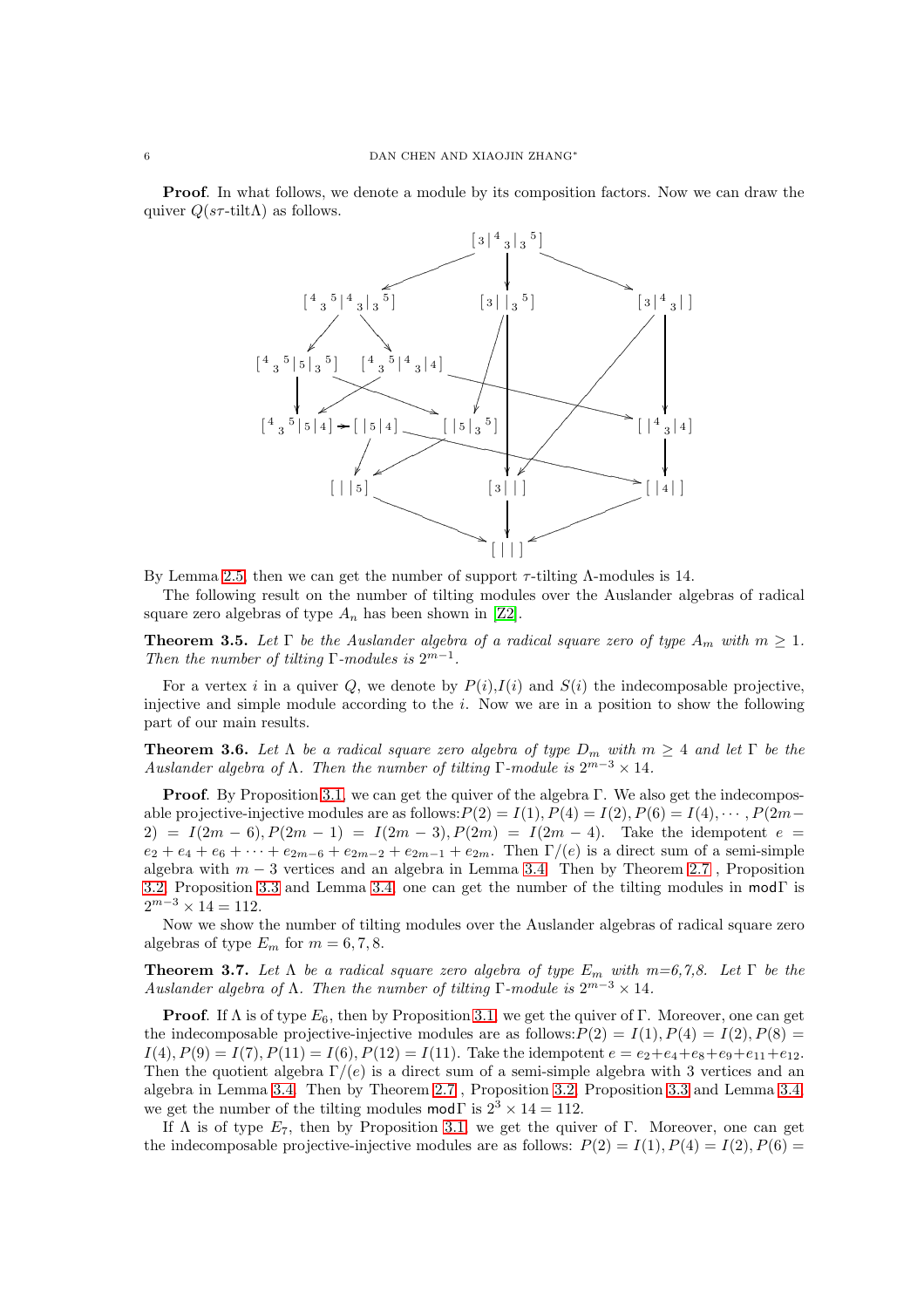**Proof**. In what follows, we denote a module by its composition factors. Now we can draw the quiver $Q(s\tau\text{-tilt}\Lambda)$ as follows.

By Lemma 2.5, then we can get the number of support $\tau$-tilting $\Lambda$-modules is 14.

The following result on the number of tilting modules over the Auslander algebras of radical square zero algebras of type $A_n$ has been shown in [Z2].

**Theorem 3.5.** *Let $\Gamma$ be the Auslander algebra of a radical square zero of type $A_m$ with $m \geq 1$. Then the number of tilting $\Gamma$-modules is $2^{m-1}$.*

For a vertex $i$ in a quiver $Q$, we denote by $P(i)$,$I(i)$ and $S(i)$ the indecomposable projective, injective and simple module according to the $i$. Now we are in a position to show the following part of our main results.

**Theorem 3.6.** *Let $\Lambda$ be a radical square zero algebra of type $D_m$ with $m \geq 4$ and let $\Gamma$ be the Auslander algebra of $\Lambda$. Then the number of tilting $\Gamma$-module is $2^{m-3} \times 14$.*

**Proof**. By Proposition 3.1, we can get the quiver of the algebra $\Gamma$. We also get the indecomposable projective-injective modules are as follows:$P(2) = I(1), P(4) = I(2), P(6) = I(4), \cdots, P(2m-2) = I(2m-6), P(2m-1) = I(2m-3), P(2m) = I(2m-4)$. Take the idempotent $e = e_2 + e_4 + e_6 + \cdots + e_{2m-6} + e_{2m-2} + e_{2m-1} + e_{2m}$. Then $\Gamma/(e)$ is a direct sum of a semi-simple algebra with $m-3$ vertices and an algebra in Lemma 3.4. Then by Theorem 2.7 , Proposition 3.2, Proposition 3.3 and Lemma 3.4, one can get the number of the tilting modules in $\mathsf{mod}\Gamma$ is $2^{m-3} \times 14 = 112$.

Now we show the number of tilting modules over the Auslander algebras of radical square zero algebras of type $E_m$ for $m = 6, 7, 8$.

**Theorem 3.7.** *Let $\Lambda$ be a radical square zero algebra of type $E_m$ with m=6,7,8. Let $\Gamma$ be the Auslander algebra of $\Lambda$. Then the number of tilting $\Gamma$-module is $2^{m-3} \times 14$.*

**Proof**. If $\Lambda$ is of type $E_6$, then by Proposition 3.1, we get the quiver of $\Gamma$. Moreover, one can get the indecomposable projective-injective modules are as follows:$P(2) = I(1), P(4) = I(2), P(8) = I(4), P(9) = I(7), P(11) = I(6), P(12) = I(11)$. Take the idempotent $e = e_2+e_4+e_8+e_9+e_{11}+e_{12}$. Then the quotient algebra $\Gamma/(e)$ is a direct sum of a semi-simple algebra with 3 vertices and an algebra in Lemma 3.4. Then by Theorem 2.7 , Proposition 3.2, Proposition 3.3 and Lemma 3.4, we get the number of the tilting modules $\mathsf{mod}\Gamma$ is $2^3 \times 14 = 112$.

If $\Lambda$ is of type $E_7$, then by Proposition 3.1, we get the quiver of $\Gamma$. Moreover, one can get the indecomposable projective-injective modules are as follows: $P(2) = I(1), P(4) = I(2), P(6) =$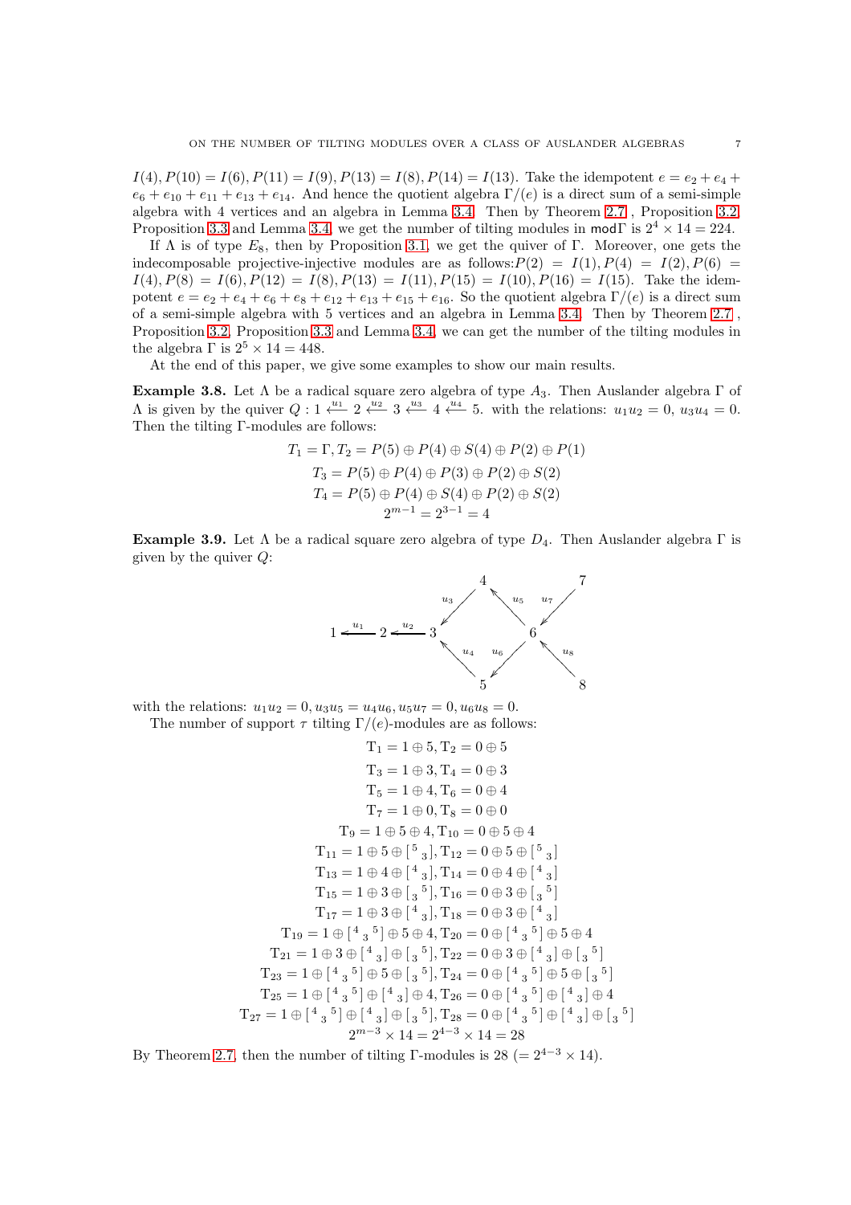$I(4), P(10) = I(6), P(11) = I(9), P(13) = I(8), P(14) = I(13)$. Take the idempotent $e = e_2 + e_4 + e_6 + e_{10} + e_{11} + e_{13} + e_{14}$. And hence the quotient algebra $\Gamma/(e)$ is a direct sum of a semi-simple algebra with 4 vertices and an algebra in Lemma 3.4. Then by Theorem 2.7 , Proposition 3.2, Proposition 3.3 and Lemma 3.4, we get the number of tilting modules in $\mathsf{mod}\Gamma$ is $2^4 \times 14 = 224$.

If $\Lambda$ is of type $E_8$, then by Proposition 3.1, we get the quiver of $\Gamma$. Moreover, one gets the indecomposable projective-injective modules are as follows:$P(2) = I(1), P(4) = I(2), P(6) = I(4), P(8) = I(6), P(12) = I(8), P(13) = I(11), P(15) = I(10), P(16) = I(15)$. Take the idempotent $e = e_2 + e_4 + e_6 + e_8 + e_{12} + e_{13} + e_{15} + e_{16}$. So the quotient algebra $\Gamma/(e)$ is a direct sum of a semi-simple algebra with 5 vertices and an algebra in Lemma 3.4. Then by Theorem 2.7 , Proposition 3.2, Proposition 3.3 and Lemma 3.4, we can get the number of the tilting modules in the algebra $\Gamma$ is $2^5 \times 14 = 448$.

At the end of this paper, we give some examples to show our main results.

**Example 3.8.** Let $\Lambda$ be a radical square zero algebra of type $A_3$. Then Auslander algebra $\Gamma$ of $\Lambda$ is given by the quiver $Q: 1 \xleftarrow{u_1} 2 \xleftarrow{u_2} 3 \xleftarrow{u_3} 4 \xleftarrow{u_4} 5$. with the relations: $u_1u_2 = 0,\ u_3u_4 = 0$. Then the tilting $\Gamma$-modules are follows:

$$T_1 = \Gamma, T_2 = P(5) \oplus P(4) \oplus S(4) \oplus P(2) \oplus P(1)$$
$$T_3 = P(5) \oplus P(4) \oplus P(3) \oplus P(2) \oplus S(2)$$
$$T_4 = P(5) \oplus P(4) \oplus S(4) \oplus P(2) \oplus S(2)$$
$$2^{m-1} = 2^{3-1} = 4$$

**Example 3.9.** Let $\Lambda$ be a radical square zero algebra of type $D_4$. Then Auslander algebra $\Gamma$ is given by the quiver $Q$:

$$\begin{array}{l} 1 \xleftarrow{u_1} 2 \xleftarrow{u_2} 3,\quad 3 \xleftarrow{u_3} 4,\quad 3 \xleftarrow{u_4} 5,\quad 4 \xleftarrow{u_5} 6,\quad 5 \xleftarrow{u_6} 6,\quad 6 \xleftarrow{u_7} 7,\quad 6 \xleftarrow{u_8} 8 \end{array}$$

with the relations: $u_1u_2 = 0, u_3u_5 = u_4u_6, u_5u_7 = 0, u_6u_8 = 0$.

The number of support $\tau$ tilting $\Gamma/(e)$-modules are as follows:

$$\mathrm{T}_1 = 1 \oplus 5, \mathrm{T}_2 = 0 \oplus 5$$
$$\mathrm{T}_3 = 1 \oplus 3, \mathrm{T}_4 = 0 \oplus 3$$
$$\mathrm{T}_5 = 1 \oplus 4, \mathrm{T}_6 = 0 \oplus 4$$
$$\mathrm{T}_7 = 1 \oplus 0, \mathrm{T}_8 = 0 \oplus 0$$
$$\mathrm{T}_9 = 1 \oplus 5 \oplus 4, \mathrm{T}_{10} = 0 \oplus 5 \oplus 4$$
$$\mathrm{T}_{11} = 1 \oplus 5 \oplus \left[{}^{5}{}_{3}\right], \mathrm{T}_{12} = 0 \oplus 5 \oplus \left[{}^{5}{}_{3}\right]$$
$$\mathrm{T}_{13} = 1 \oplus 4 \oplus \left[{}^{4}{}_{3}\right], \mathrm{T}_{14} = 0 \oplus 4 \oplus \left[{}^{4}{}_{3}\right]$$
$$\mathrm{T}_{15} = 1 \oplus 3 \oplus \left[{}_{3}{}^{5}\right], \mathrm{T}_{16} = 0 \oplus 3 \oplus \left[{}_{3}{}^{5}\right]$$
$$\mathrm{T}_{17} = 1 \oplus 3 \oplus \left[{}^{4}{}_{3}\right], \mathrm{T}_{18} = 0 \oplus 3 \oplus \left[{}^{4}{}_{3}\right]$$
$$\mathrm{T}_{19} = 1 \oplus \left[{}^{4}{}_{3}{}^{5}\right] \oplus 5 \oplus 4, \mathrm{T}_{20} = 0 \oplus \left[{}^{4}{}_{3}{}^{5}\right] \oplus 5 \oplus 4$$
$$\mathrm{T}_{21} = 1 \oplus 3 \oplus \left[{}^{4}{}_{3}\right] \oplus \left[{}_{3}{}^{5}\right], \mathrm{T}_{22} = 0 \oplus 3 \oplus \left[{}^{4}{}_{3}\right] \oplus \left[{}_{3}{}^{5}\right]$$
$$\mathrm{T}_{23} = 1 \oplus \left[{}^{4}{}_{3}{}^{5}\right] \oplus 5 \oplus \left[{}_{3}{}^{5}\right], \mathrm{T}_{24} = 0 \oplus \left[{}^{4}{}_{3}{}^{5}\right] \oplus 5 \oplus \left[{}_{3}{}^{5}\right]$$
$$\mathrm{T}_{25} = 1 \oplus \left[{}^{4}{}_{3}{}^{5}\right] \oplus \left[{}^{4}{}_{3}\right] \oplus 4, \mathrm{T}_{26} = 0 \oplus \left[{}^{4}{}_{3}{}^{5}\right] \oplus \left[{}^{4}{}_{3}\right] \oplus 4$$
$$\mathrm{T}_{27} = 1 \oplus \left[{}^{4}{}_{3}{}^{5}\right] \oplus \left[{}^{4}{}_{3}\right] \oplus \left[{}_{3}{}^{5}\right], \mathrm{T}_{28} = 0 \oplus \left[{}^{4}{}_{3}{}^{5}\right] \oplus \left[{}^{4}{}_{3}\right] \oplus \left[{}_{3}{}^{5}\right]$$
$$2^{m-3} \times 14 = 2^{4-3} \times 14 = 28$$

By Theorem 2.7, then the number of tilting $\Gamma$-modules is 28 ($= 2^{4-3} \times 14$).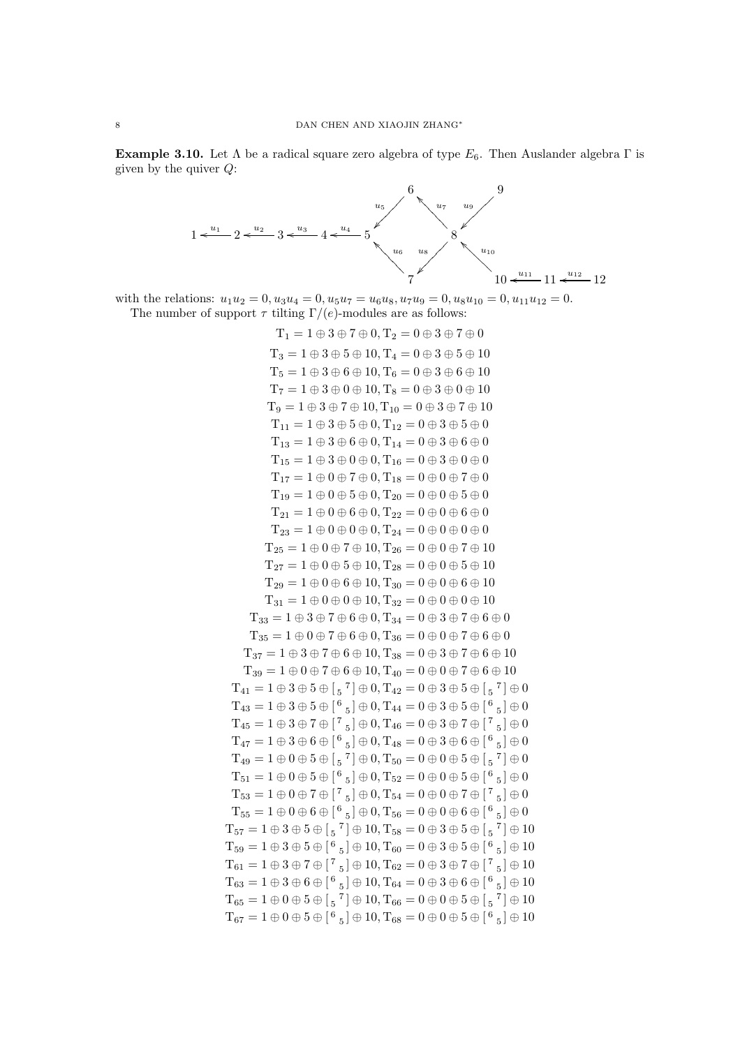**Example 3.10.** Let $\Lambda$ be a radical square zero algebra of type $E_6$. Then Auslander algebra $\Gamma$ is given by the quiver $Q$:

$$
\begin{array}{c}
1 \xleftarrow{u_1} 2 \xleftarrow{u_2} 3 \xleftarrow{u_3} 4 \xleftarrow{u_4} 5, \quad 6 \xrightarrow{u_5} 5, \quad 7 \xrightarrow{u_6} 5, \quad 8 \xrightarrow{u_7} 6, \quad 8 \xrightarrow{u_8} 7, \quad 9 \xrightarrow{u_9} 8, \quad 10 \xrightarrow{u_{10}} 8, \quad 10 \xleftarrow{u_{11}} 11 \xleftarrow{u_{12}} 12
\end{array}
$$

with the relations: $u_1u_2 = 0, u_3u_4 = 0, u_5u_7 = u_6u_8, u_7u_9 = 0, u_8u_{10} = 0, u_{11}u_{12} = 0$.

The number of support $\tau$ tilting $\Gamma/(e)$-modules are as follows:

$$\mathrm{T}_1 = 1 \oplus 3 \oplus 7 \oplus 0, \mathrm{T}_2 = 0 \oplus 3 \oplus 7 \oplus 0$$
$$\mathrm{T}_3 = 1 \oplus 3 \oplus 5 \oplus 10, \mathrm{T}_4 = 0 \oplus 3 \oplus 5 \oplus 10$$
$$\mathrm{T}_5 = 1 \oplus 3 \oplus 6 \oplus 10, \mathrm{T}_6 = 0 \oplus 3 \oplus 6 \oplus 10$$
$$\mathrm{T}_7 = 1 \oplus 3 \oplus 0 \oplus 10, \mathrm{T}_8 = 0 \oplus 3 \oplus 0 \oplus 10$$
$$\mathrm{T}_9 = 1 \oplus 3 \oplus 7 \oplus 10, \mathrm{T}_{10} = 0 \oplus 3 \oplus 7 \oplus 10$$
$$\mathrm{T}_{11} = 1 \oplus 3 \oplus 5 \oplus 0, \mathrm{T}_{12} = 0 \oplus 3 \oplus 5 \oplus 0$$
$$\mathrm{T}_{13} = 1 \oplus 3 \oplus 6 \oplus 0, \mathrm{T}_{14} = 0 \oplus 3 \oplus 6 \oplus 0$$
$$\mathrm{T}_{15} = 1 \oplus 3 \oplus 0 \oplus 0, \mathrm{T}_{16} = 0 \oplus 3 \oplus 0 \oplus 0$$
$$\mathrm{T}_{17} = 1 \oplus 0 \oplus 7 \oplus 0, \mathrm{T}_{18} = 0 \oplus 0 \oplus 7 \oplus 0$$
$$\mathrm{T}_{19} = 1 \oplus 0 \oplus 5 \oplus 0, \mathrm{T}_{20} = 0 \oplus 0 \oplus 5 \oplus 0$$
$$\mathrm{T}_{21} = 1 \oplus 0 \oplus 6 \oplus 0, \mathrm{T}_{22} = 0 \oplus 0 \oplus 6 \oplus 0$$
$$\mathrm{T}_{23} = 1 \oplus 0 \oplus 0 \oplus 0, \mathrm{T}_{24} = 0 \oplus 0 \oplus 0 \oplus 0$$
$$\mathrm{T}_{25} = 1 \oplus 0 \oplus 7 \oplus 10, \mathrm{T}_{26} = 0 \oplus 0 \oplus 7 \oplus 10$$
$$\mathrm{T}_{27} = 1 \oplus 0 \oplus 5 \oplus 10, \mathrm{T}_{28} = 0 \oplus 0 \oplus 5 \oplus 10$$
$$\mathrm{T}_{29} = 1 \oplus 0 \oplus 6 \oplus 10, \mathrm{T}_{30} = 0 \oplus 0 \oplus 6 \oplus 10$$
$$\mathrm{T}_{31} = 1 \oplus 0 \oplus 0 \oplus 10, \mathrm{T}_{32} = 0 \oplus 0 \oplus 0 \oplus 10$$
$$\mathrm{T}_{33} = 1 \oplus 3 \oplus 7 \oplus 6 \oplus 0, \mathrm{T}_{34} = 0 \oplus 3 \oplus 7 \oplus 6 \oplus 0$$
$$\mathrm{T}_{35} = 1 \oplus 0 \oplus 7 \oplus 6 \oplus 0, \mathrm{T}_{36} = 0 \oplus 0 \oplus 7 \oplus 6 \oplus 0$$
$$\mathrm{T}_{37} = 1 \oplus 3 \oplus 7 \oplus 6 \oplus 10, \mathrm{T}_{38} = 0 \oplus 3 \oplus 7 \oplus 6 \oplus 10$$
$$\mathrm{T}_{39} = 1 \oplus 0 \oplus 7 \oplus 6 \oplus 10, \mathrm{T}_{40} = 0 \oplus 0 \oplus 7 \oplus 6 \oplus 10$$
$$\mathrm{T}_{41} = 1 \oplus 3 \oplus 5 \oplus \left[{}_{5}{}^{7}\right] \oplus 0, \mathrm{T}_{42} = 0 \oplus 3 \oplus 5 \oplus \left[{}_{5}{}^{7}\right] \oplus 0$$
$$\mathrm{T}_{43} = 1 \oplus 3 \oplus 5 \oplus \left[{}^{6}{}_{5}\right] \oplus 0, \mathrm{T}_{44} = 0 \oplus 3 \oplus 5 \oplus \left[{}^{6}{}_{5}\right] \oplus 0$$
$$\mathrm{T}_{45} = 1 \oplus 3 \oplus 7 \oplus \left[{}^{7}{}_{5}\right] \oplus 0, \mathrm{T}_{46} = 0 \oplus 3 \oplus 7 \oplus \left[{}^{7}{}_{5}\right] \oplus 0$$
$$\mathrm{T}_{47} = 1 \oplus 3 \oplus 6 \oplus \left[{}^{6}{}_{5}\right] \oplus 0, \mathrm{T}_{48} = 0 \oplus 3 \oplus 6 \oplus \left[{}^{6}{}_{5}\right] \oplus 0$$
$$\mathrm{T}_{49} = 1 \oplus 0 \oplus 5 \oplus \left[{}_{5}{}^{7}\right] \oplus 0, \mathrm{T}_{50} = 0 \oplus 0 \oplus 5 \oplus \left[{}_{5}{}^{7}\right] \oplus 0$$
$$\mathrm{T}_{51} = 1 \oplus 0 \oplus 5 \oplus \left[{}^{6}{}_{5}\right] \oplus 0, \mathrm{T}_{52} = 0 \oplus 0 \oplus 5 \oplus \left[{}^{6}{}_{5}\right] \oplus 0$$
$$\mathrm{T}_{53} = 1 \oplus 0 \oplus 7 \oplus \left[{}^{7}{}_{5}\right] \oplus 0, \mathrm{T}_{54} = 0 \oplus 0 \oplus 7 \oplus \left[{}^{7}{}_{5}\right] \oplus 0$$
$$\mathrm{T}_{55} = 1 \oplus 0 \oplus 6 \oplus \left[{}^{6}{}_{5}\right] \oplus 0, \mathrm{T}_{56} = 0 \oplus 0 \oplus 6 \oplus \left[{}^{6}{}_{5}\right] \oplus 0$$
$$\mathrm{T}_{57} = 1 \oplus 3 \oplus 5 \oplus \left[{}_{5}{}^{7}\right] \oplus 10, \mathrm{T}_{58} = 0 \oplus 3 \oplus 5 \oplus \left[{}_{5}{}^{7}\right] \oplus 10$$
$$\mathrm{T}_{59} = 1 \oplus 3 \oplus 5 \oplus \left[{}^{6}{}_{5}\right] \oplus 10, \mathrm{T}_{60} = 0 \oplus 3 \oplus 5 \oplus \left[{}^{6}{}_{5}\right] \oplus 10$$
$$\mathrm{T}_{61} = 1 \oplus 3 \oplus 7 \oplus \left[{}^{7}{}_{5}\right] \oplus 10, \mathrm{T}_{62} = 0 \oplus 3 \oplus 7 \oplus \left[{}^{7}{}_{5}\right] \oplus 10$$
$$\mathrm{T}_{63} = 1 \oplus 3 \oplus 6 \oplus \left[{}^{6}{}_{5}\right] \oplus 10, \mathrm{T}_{64} = 0 \oplus 3 \oplus 6 \oplus \left[{}^{6}{}_{5}\right] \oplus 10$$
$$\mathrm{T}_{65} = 1 \oplus 0 \oplus 5 \oplus \left[{}_{5}{}^{7}\right] \oplus 10, \mathrm{T}_{66} = 0 \oplus 0 \oplus 5 \oplus \left[{}_{5}{}^{7}\right] \oplus 10$$
$$\mathrm{T}_{67} = 1 \oplus 0 \oplus 5 \oplus \left[{}^{6}{}_{5}\right] \oplus 10, \mathrm{T}_{68} = 0 \oplus 0 \oplus 5 \oplus \left[{}^{6}{}_{5}\right] \oplus 10$$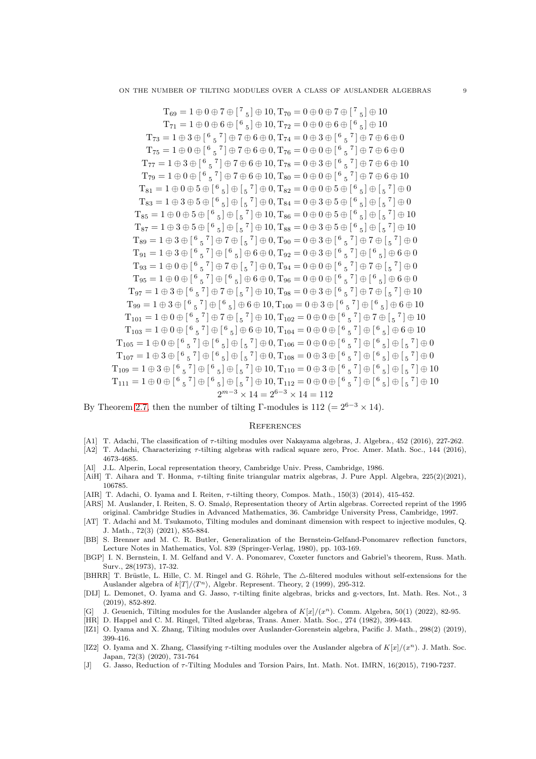$$\mathrm{T}_{69} = 1 \oplus 0 \oplus 7 \oplus \left[\begin{smallmatrix}7&\\&5\end{smallmatrix}\right] \oplus 10, \mathrm{T}_{70} = 0 \oplus 0 \oplus 7 \oplus \left[\begin{smallmatrix}7&\\&5\end{smallmatrix}\right] \oplus 10$$
$$\mathrm{T}_{71} = 1 \oplus 0 \oplus 6 \oplus \left[\begin{smallmatrix}6&\\&5\end{smallmatrix}\right] \oplus 10, \mathrm{T}_{72} = 0 \oplus 0 \oplus 6 \oplus \left[\begin{smallmatrix}6&\\&5\end{smallmatrix}\right] \oplus 10$$
$$\mathrm{T}_{73} = 1 \oplus 3 \oplus \left[\begin{smallmatrix}6&&7\\&5&\end{smallmatrix}\right] \oplus 7 \oplus 6 \oplus 0, \mathrm{T}_{74} = 0 \oplus 3 \oplus \left[\begin{smallmatrix}6&&7\\&5&\end{smallmatrix}\right] \oplus 7 \oplus 6 \oplus 0$$
$$\mathrm{T}_{75} = 1 \oplus 0 \oplus \left[\begin{smallmatrix}6&&7\\&5&\end{smallmatrix}\right] \oplus 7 \oplus 6 \oplus 0, \mathrm{T}_{76} = 0 \oplus 0 \oplus \left[\begin{smallmatrix}6&&7\\&5&\end{smallmatrix}\right] \oplus 7 \oplus 6 \oplus 0$$
$$\mathrm{T}_{77} = 1 \oplus 3 \oplus \left[\begin{smallmatrix}6&&7\\&5&\end{smallmatrix}\right] \oplus 7 \oplus 6 \oplus 10, \mathrm{T}_{78} = 0 \oplus 3 \oplus \left[\begin{smallmatrix}6&&7\\&5&\end{smallmatrix}\right] \oplus 7 \oplus 6 \oplus 10$$
$$\mathrm{T}_{79} = 1 \oplus 0 \oplus \left[\begin{smallmatrix}6&&7\\&5&\end{smallmatrix}\right] \oplus 7 \oplus 6 \oplus 10, \mathrm{T}_{80} = 0 \oplus 0 \oplus \left[\begin{smallmatrix}6&&7\\&5&\end{smallmatrix}\right] \oplus 7 \oplus 6 \oplus 10$$
$$\mathrm{T}_{81} = 1 \oplus 0 \oplus 5 \oplus \left[\begin{smallmatrix}6&\\&5\end{smallmatrix}\right] \oplus \left[\begin{smallmatrix}&7\\5&\end{smallmatrix}\right] \oplus 0, \mathrm{T}_{82} = 0 \oplus 0 \oplus 5 \oplus \left[\begin{smallmatrix}6&\\&5\end{smallmatrix}\right] \oplus \left[\begin{smallmatrix}&7\\5&\end{smallmatrix}\right] \oplus 0$$
$$\mathrm{T}_{83} = 1 \oplus 3 \oplus 5 \oplus \left[\begin{smallmatrix}6&\\&5\end{smallmatrix}\right] \oplus \left[\begin{smallmatrix}&7\\5&\end{smallmatrix}\right] \oplus 0, \mathrm{T}_{84} = 0 \oplus 3 \oplus 5 \oplus \left[\begin{smallmatrix}6&\\&5\end{smallmatrix}\right] \oplus \left[\begin{smallmatrix}&7\\5&\end{smallmatrix}\right] \oplus 0$$
$$\mathrm{T}_{85} = 1 \oplus 0 \oplus 5 \oplus \left[\begin{smallmatrix}6&\\&5\end{smallmatrix}\right] \oplus \left[\begin{smallmatrix}&7\\5&\end{smallmatrix}\right] \oplus 10, \mathrm{T}_{86} = 0 \oplus 0 \oplus 5 \oplus \left[\begin{smallmatrix}6&\\&5\end{smallmatrix}\right] \oplus \left[\begin{smallmatrix}&7\\5&\end{smallmatrix}\right] \oplus 10$$
$$\mathrm{T}_{87} = 1 \oplus 3 \oplus 5 \oplus \left[\begin{smallmatrix}6&\\&5\end{smallmatrix}\right] \oplus \left[\begin{smallmatrix}&7\\5&\end{smallmatrix}\right] \oplus 10, \mathrm{T}_{88} = 0 \oplus 3 \oplus 5 \oplus \left[\begin{smallmatrix}6&\\&5\end{smallmatrix}\right] \oplus \left[\begin{smallmatrix}&7\\5&\end{smallmatrix}\right] \oplus 10$$
$$\mathrm{T}_{89} = 1 \oplus 3 \oplus \left[\begin{smallmatrix}6&&7\\&5&\end{smallmatrix}\right] \oplus 7 \oplus \left[\begin{smallmatrix}&7\\5&\end{smallmatrix}\right] \oplus 0, \mathrm{T}_{90} = 0 \oplus 3 \oplus \left[\begin{smallmatrix}6&&7\\&5&\end{smallmatrix}\right] \oplus 7 \oplus \left[\begin{smallmatrix}&7\\5&\end{smallmatrix}\right] \oplus 0$$
$$\mathrm{T}_{91} = 1 \oplus 3 \oplus \left[\begin{smallmatrix}6&&7\\&5&\end{smallmatrix}\right] \oplus \left[\begin{smallmatrix}6&\\&5\end{smallmatrix}\right] \oplus 6 \oplus 0, \mathrm{T}_{92} = 0 \oplus 3 \oplus \left[\begin{smallmatrix}6&&7\\&5&\end{smallmatrix}\right] \oplus \left[\begin{smallmatrix}6&\\&5\end{smallmatrix}\right] \oplus 6 \oplus 0$$
$$\mathrm{T}_{93} = 1 \oplus 0 \oplus \left[\begin{smallmatrix}6&&7\\&5&\end{smallmatrix}\right] \oplus 7 \oplus \left[\begin{smallmatrix}&7\\5&\end{smallmatrix}\right] \oplus 0, \mathrm{T}_{94} = 0 \oplus 0 \oplus \left[\begin{smallmatrix}6&&7\\&5&\end{smallmatrix}\right] \oplus 7 \oplus \left[\begin{smallmatrix}&7\\5&\end{smallmatrix}\right] \oplus 0$$
$$\mathrm{T}_{95} = 1 \oplus 0 \oplus \left[\begin{smallmatrix}6&&7\\&5&\end{smallmatrix}\right] \oplus \left[\begin{smallmatrix}6&\\&5\end{smallmatrix}\right] \oplus 6 \oplus 0, \mathrm{T}_{96} = 0 \oplus 0 \oplus \left[\begin{smallmatrix}6&&7\\&5&\end{smallmatrix}\right] \oplus \left[\begin{smallmatrix}6&\\&5\end{smallmatrix}\right] \oplus 6 \oplus 0$$
$$\mathrm{T}_{97} = 1 \oplus 3 \oplus \left[\begin{smallmatrix}6&&7\\&5&\end{smallmatrix}\right] \oplus 7 \oplus \left[\begin{smallmatrix}&7\\5&\end{smallmatrix}\right] \oplus 10, \mathrm{T}_{98} = 0 \oplus 3 \oplus \left[\begin{smallmatrix}6&&7\\&5&\end{smallmatrix}\right] \oplus 7 \oplus \left[\begin{smallmatrix}&7\\5&\end{smallmatrix}\right] \oplus 10$$
$$\mathrm{T}_{99} = 1 \oplus 3 \oplus \left[\begin{smallmatrix}6&&7\\&5&\end{smallmatrix}\right] \oplus \left[\begin{smallmatrix}6&\\&5\end{smallmatrix}\right] \oplus 6 \oplus 10, \mathrm{T}_{100} = 0 \oplus 3 \oplus \left[\begin{smallmatrix}6&&7\\&5&\end{smallmatrix}\right] \oplus \left[\begin{smallmatrix}6&\\&5\end{smallmatrix}\right] \oplus 6 \oplus 10$$
$$\mathrm{T}_{101} = 1 \oplus 0 \oplus \left[\begin{smallmatrix}6&&7\\&5&\end{smallmatrix}\right] \oplus 7 \oplus \left[\begin{smallmatrix}&7\\5&\end{smallmatrix}\right] \oplus 10, \mathrm{T}_{102} = 0 \oplus 0 \oplus \left[\begin{smallmatrix}6&&7\\&5&\end{smallmatrix}\right] \oplus 7 \oplus \left[\begin{smallmatrix}&7\\5&\end{smallmatrix}\right] \oplus 10$$
$$\mathrm{T}_{103} = 1 \oplus 0 \oplus \left[\begin{smallmatrix}6&&7\\&5&\end{smallmatrix}\right] \oplus \left[\begin{smallmatrix}6&\\&5\end{smallmatrix}\right] \oplus 6 \oplus 10, \mathrm{T}_{104} = 0 \oplus 0 \oplus \left[\begin{smallmatrix}6&&7\\&5&\end{smallmatrix}\right] \oplus \left[\begin{smallmatrix}6&\\&5\end{smallmatrix}\right] \oplus 6 \oplus 10$$
$$\mathrm{T}_{105} = 1 \oplus 0 \oplus \left[\begin{smallmatrix}6&&7\\&5&\end{smallmatrix}\right] \oplus \left[\begin{smallmatrix}6&\\&5\end{smallmatrix}\right] \oplus \left[\begin{smallmatrix}&7\\5&\end{smallmatrix}\right] \oplus 0, \mathrm{T}_{106} = 0 \oplus 0 \oplus \left[\begin{smallmatrix}6&&7\\&5&\end{smallmatrix}\right] \oplus \left[\begin{smallmatrix}6&\\&5\end{smallmatrix}\right] \oplus \left[\begin{smallmatrix}&7\\5&\end{smallmatrix}\right] \oplus 0$$
$$\mathrm{T}_{107} = 1 \oplus 3 \oplus \left[\begin{smallmatrix}6&&7\\&5&\end{smallmatrix}\right] \oplus \left[\begin{smallmatrix}6&\\&5\end{smallmatrix}\right] \oplus \left[\begin{smallmatrix}&7\\5&\end{smallmatrix}\right] \oplus 0, \mathrm{T}_{108} = 0 \oplus 3 \oplus \left[\begin{smallmatrix}6&&7\\&5&\end{smallmatrix}\right] \oplus \left[\begin{smallmatrix}6&\\&5\end{smallmatrix}\right] \oplus \left[\begin{smallmatrix}&7\\5&\end{smallmatrix}\right] \oplus 0$$
$$\mathrm{T}_{109} = 1 \oplus 3 \oplus \left[\begin{smallmatrix}6&&7\\&5&\end{smallmatrix}\right] \oplus \left[\begin{smallmatrix}6&\\&5\end{smallmatrix}\right] \oplus \left[\begin{smallmatrix}&7\\5&\end{smallmatrix}\right] \oplus 10, \mathrm{T}_{110} = 0 \oplus 3 \oplus \left[\begin{smallmatrix}6&&7\\&5&\end{smallmatrix}\right] \oplus \left[\begin{smallmatrix}6&\\&5\end{smallmatrix}\right] \oplus \left[\begin{smallmatrix}&7\\5&\end{smallmatrix}\right] \oplus 10$$
$$\mathrm{T}_{111} = 1 \oplus 0 \oplus \left[\begin{smallmatrix}6&&7\\&5&\end{smallmatrix}\right] \oplus \left[\begin{smallmatrix}6&\\&5\end{smallmatrix}\right] \oplus \left[\begin{smallmatrix}&7\\5&\end{smallmatrix}\right] \oplus 10, \mathrm{T}_{112} = 0 \oplus 0 \oplus \left[\begin{smallmatrix}6&&7\\&5&\end{smallmatrix}\right] \oplus \left[\begin{smallmatrix}6&\\&5\end{smallmatrix}\right] \oplus \left[\begin{smallmatrix}&7\\5&\end{smallmatrix}\right] \oplus 10$$
$$2^{m-3} \times 14 = 2^{6-3} \times 14 = 112$$

By Theorem 2.7, then the number of tilting Γ-modules is 112 ($= 2^{6-3} \times 14$).

## References

- [A1] T. Adachi, The classification of $\tau$-tilting modules over Nakayama algebras, J. Algebra., 452 (2016), 227-262.
- [A2] T. Adachi, Characterizing $\tau$-tilting algebras with radical square zero, Proc. Amer. Math. Soc., 144 (2016), 4673-4685.
- [Al] J.L. Alperin, Local representation theory, Cambridge Univ. Press, Cambridge, 1986.
- [AiH] T. Aihara and T. Honma, $\tau$-tilting finite triangular matrix algebras, J. Pure Appl. Algebra, 225(2)(2021), 106785.
- [AIR] T. Adachi, O. Iyama and I. Reiten, $\tau$-tilting theory, Compos. Math., 150(3) (2014), 415-452.
- [ARS] M. Auslander, I. Reiten, S. O. Smalϕ, Representation theory of Artin algebras. Corrected reprint of the 1995 original. Cambridge Studies in Advanced Mathematics, 36. Cambridge University Press, Cambridge, 1997.
- [AT] T. Adachi and M. Tsukamoto, Tilting modules and dominant dimension with respect to injective modules, Q. J. Math., 72(3) (2021), 855-884.
- [BB] S. Brenner and M. C. R. Butler, Generalization of the Bernstein-Gelfand-Ponomarev reflection functors, Lecture Notes in Mathematics, Vol. 839 (Springer-Verlag, 1980), pp. 103-169.
- [BGP] I. N. Bernstein, I. M. Gelfand and V. A. Ponomarev, Coxeter functors and Gabriel's theorem, Russ. Math. Surv., 28(1973), 17-32.
- [BHRR] T. Brüstle, L. Hille, C. M. Ringel and G. Röhrle, The △-filtered modules without self-extensions for the Auslander algebra of $k[T]/\langle T^n\rangle$, Algebr. Represent. Theory, 2 (1999), 295-312.
- [DIJ] L. Demonet, O. Iyama and G. Jasso, $\tau$-tilting finite algebras, bricks and g-vectors, Int. Math. Res. Not., 3 (2019), 852-892.
- [G] J. Geuenich, Tilting modules for the Auslander algebra of $K[x]/(x^n)$. Comm. Algebra, 50(1) (2022), 82-95.
- [HR] D. Happel and C. M. Ringel, Tilted algebras, Trans. Amer. Math. Soc., 274 (1982), 399-443.
- [IZ1] O. Iyama and X. Zhang, Tilting modules over Auslander-Gorenstein algebra, Pacific J. Math., 298(2) (2019), 399-416.
- [IZ2] O. Iyama and X. Zhang, Classifying $\tau$-tilting modules over the Auslander algebra of $K[x]/(x^n)$. J. Math. Soc. Japan, 72(3) (2020), 731-764
- [J] G. Jasso, Reduction of $\tau$-Tilting Modules and Torsion Pairs, Int. Math. Not. IMRN, 16(2015), 7190-7237.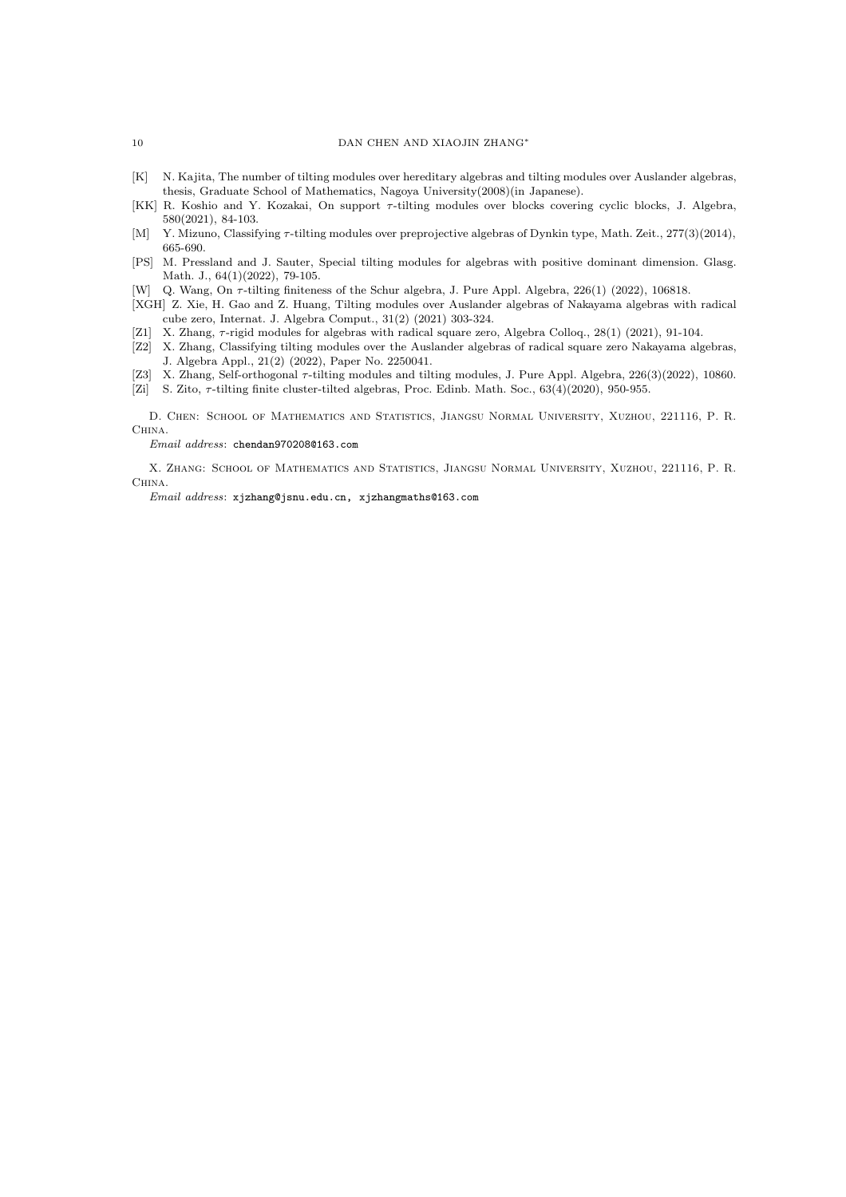[K] N. Kajita, The number of tilting modules over hereditary algebras and tilting modules over Auslander algebras, thesis, Graduate School of Mathematics, Nagoya University(2008)(in Japanese).

[KK] R. Koshio and Y. Kozakai, On support $\tau$-tilting modules over blocks covering cyclic blocks, J. Algebra, 580(2021), 84-103.

[M] Y. Mizuno, Classifying $\tau$-tilting modules over preprojective algebras of Dynkin type, Math. Zeit., 277(3)(2014), 665-690.

[PS] M. Pressland and J. Sauter, Special tilting modules for algebras with positive dominant dimension. Glasg. Math. J., 64(1)(2022), 79-105.

[W] Q. Wang, On $\tau$-tilting finiteness of the Schur algebra, J. Pure Appl. Algebra, 226(1) (2022), 106818.

[XGH] Z. Xie, H. Gao and Z. Huang, Tilting modules over Auslander algebras of Nakayama algebras with radical cube zero, Internat. J. Algebra Comput., 31(2) (2021) 303-324.

[Z1] X. Zhang, $\tau$-rigid modules for algebras with radical square zero, Algebra Colloq., 28(1) (2021), 91-104.

[Z2] X. Zhang, Classifying tilting modules over the Auslander algebras of radical square zero Nakayama algebras, J. Algebra Appl., 21(2) (2022), Paper No. 2250041.

[Z3] X. Zhang, Self-orthogonal $\tau$-tilting modules and tilting modules, J. Pure Appl. Algebra, 226(3)(2022), 10860.

[Zi] S. Zito, $\tau$-tilting finite cluster-tilted algebras, Proc. Edinb. Math. Soc., 63(4)(2020), 950-955.

D. Chen: School of Mathematics and Statistics, Jiangsu Normal University, Xuzhou, 221116, P. R. China.

*Email address*: chendan970208@163.com

X. Zhang: School of Mathematics and Statistics, Jiangsu Normal University, Xuzhou, 221116, P. R. China.

*Email address*: xjzhang@jsnu.edu.cn, xjzhangmaths@163.com